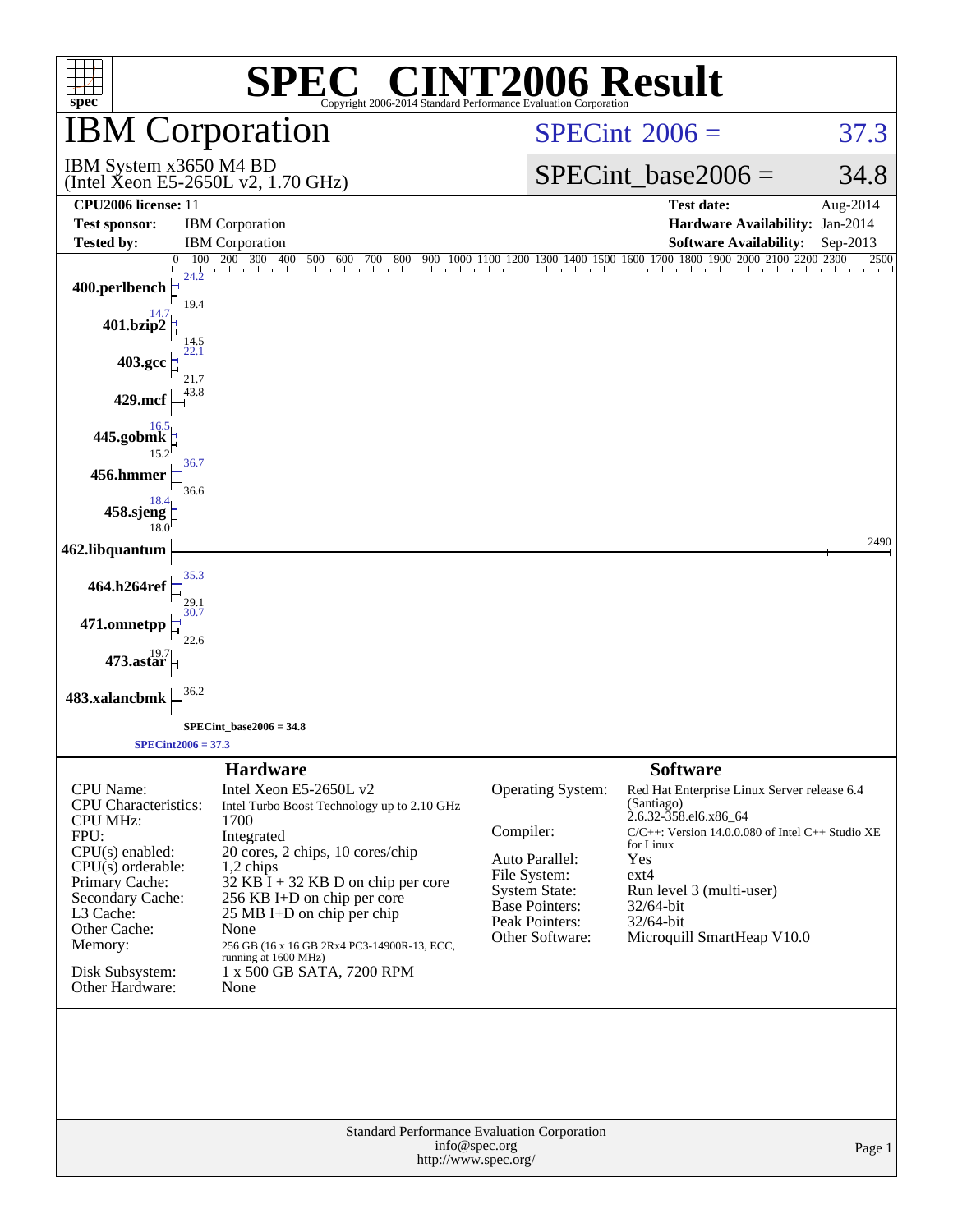# SPEC® CINT2006 Result

Copyright 2006-2014 Standard Performance Evaluation Corporation

## IBM Corporation

IBM System x3650 M4 BD
(Intel Xeon E5-2650L v2, 1.70 GHz)

SPECint 2006 = 37.3

SPECint_base2006 = 34.8

| | | | |
|---|---|---|---|
| **CPU2006 license:** 11 | | **Test date:** | Aug-2014 |
| **Test sponsor:** | IBM Corporation | **Hardware Availability:** | Jan-2014 |
| **Tested by:** | IBM Corporation | **Software Availability:** | Sep-2013 |

| Benchmark | Peak | Base |
|---|---|---|
| 400.perlbench | 24.2 | 19.4 |
| 401.bzip2 | 14.7 | 14.5 |
| 403.gcc | 22.1 | 21.7 |
| 429.mcf | 43.8 | |
| 445.gobmk | 16.5 | 15.2 |
| 456.hmmer | 36.7 | 36.6 |
| 458.sjeng | 18.4 | 18.0 |
| 462.libquantum | 2490 | |
| 464.h264ref | 35.3 | 29.1 |
| 471.omnetpp | 30.7 | 22.6 |
| 473.astar | 19.7 | |
| 483.xalancbmk | 36.2 | |

SPECint_base2006 = 34.8

SPECint2006 = 37.3

## Hardware

| | |
|---|---|
| CPU Name: | Intel Xeon E5-2650L v2 |
| CPU Characteristics: | Intel Turbo Boost Technology up to 2.10 GHz |
| CPU MHz: | 1700 |
| FPU: | Integrated |
| CPU(s) enabled: | 20 cores, 2 chips, 10 cores/chip |
| CPU(s) orderable: | 1,2 chips |
| Primary Cache: | 32 KB I + 32 KB D on chip per core |
| Secondary Cache: | 256 KB I+D on chip per core |
| L3 Cache: | 25 MB I+D on chip per chip |
| Other Cache: | None |
| Memory: | 256 GB (16 x 16 GB 2Rx4 PC3-14900R-13, ECC, running at 1600 MHz) |
| Disk Subsystem: | 1 x 500 GB SATA, 7200 RPM |
| Other Hardware: | None |

## Software

| | |
|---|---|
| Operating System: | Red Hat Enterprise Linux Server release 6.4 (Santiago) 2.6.32-358.el6.x86_64 |
| Compiler: | C/C++: Version 14.0.0.080 of Intel C++ Studio XE for Linux |
| Auto Parallel: | Yes |
| File System: | ext4 |
| System State: | Run level 3 (multi-user) |
| Base Pointers: | 32/64-bit |
| Peak Pointers: | 32/64-bit |
| Other Software: | Microquill SmartHeap V10.0 |

Standard Performance Evaluation Corporation
info@spec.org
http://www.spec.org/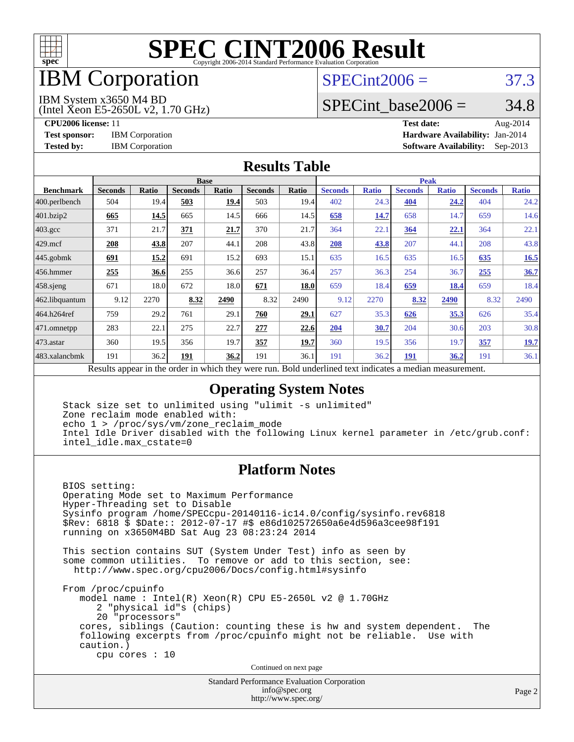# SPEC CINT2006 Result

Copyright 2006-2014 Standard Performance Evaluation Corporation

# IBM Corporation

IBM System x3650 M4 BD
(Intel Xeon E5-2650L v2, 1.70 GHz)

SPECint2006 = 37.3

SPECint_base2006 = 34.8

**CPU2006 license:** 11

**Test sponsor:** IBM Corporation

**Tested by:** IBM Corporation

**Test date:** Aug-2014

**Hardware Availability:** Jan-2014

**Software Availability:** Sep-2013

## Results Table

| Benchmark | Base | | | | | | Peak | | | | | |
|---|---|---|---|---|---|---|---|---|---|---|---|---|
| | Seconds | Ratio | Seconds | Ratio | Seconds | Ratio | Seconds | Ratio | Seconds | Ratio | Seconds | Ratio |
| 400.perlbench | 504 | 19.4 | **503** | **19.4** | 503 | 19.4 | 402 | 24.3 | **404** | **24.2** | 404 | 24.2 |
| 401.bzip2 | **665** | **14.5** | 665 | 14.5 | 666 | 14.5 | **658** | **14.7** | 658 | 14.7 | 659 | 14.6 |
| 403.gcc | 371 | 21.7 | **371** | **21.7** | 370 | 21.7 | 364 | 22.1 | **364** | **22.1** | 364 | 22.1 |
| 429.mcf | **208** | **43.8** | 207 | 44.1 | 208 | 43.8 | **208** | **43.8** | 207 | 44.1 | 208 | 43.8 |
| 445.gobmk | **691** | **15.2** | 691 | 15.2 | 693 | 15.1 | 635 | 16.5 | 635 | 16.5 | **635** | **16.5** |
| 456.hmmer | **255** | **36.6** | 255 | 36.6 | 257 | 36.4 | 257 | 36.3 | 254 | 36.7 | **255** | **36.7** |
| 458.sjeng | 671 | 18.0 | 672 | 18.0 | **671** | **18.0** | 659 | 18.4 | **659** | **18.4** | 659 | 18.4 |
| 462.libquantum | 9.12 | 2270 | **8.32** | **2490** | 8.32 | 2490 | 9.12 | 2270 | **8.32** | **2490** | 8.32 | 2490 |
| 464.h264ref | 759 | 29.2 | 761 | 29.1 | **760** | **29.1** | 627 | 35.3 | **626** | **35.3** | 626 | 35.4 |
| 471.omnetpp | 283 | 22.1 | 275 | 22.7 | **277** | **22.6** | **204** | **30.7** | 204 | 30.6 | 203 | 30.8 |
| 473.astar | 360 | 19.5 | 356 | 19.7 | **357** | **19.7** | 360 | 19.5 | 356 | 19.7 | **357** | **19.7** |
| 483.xalancbmk | 191 | 36.2 | **191** | **36.2** | 191 | 36.1 | 191 | 36.2 | **191** | **36.2** | 191 | 36.1 |

Results appear in the order in which they were run. Bold underlined text indicates a median measurement.

## Operating System Notes

```
Stack size set to unlimited using "ulimit -s unlimited"
Zone reclaim mode enabled with:
echo 1 > /proc/sys/vm/zone_reclaim_mode
Intel Idle Driver disabled with the following Linux kernel parameter in /etc/grub.conf:
intel_idle.max_cstate=0
```

## Platform Notes

```
BIOS setting:
Operating Mode set to Maximum Performance
Hyper-Threading set to Disable
Sysinfo program /home/SPECcpu-20140116-ic14.0/config/sysinfo.rev6818
$Rev: 6818 $ $Date:: 2012-07-17 #$ e86d102572650a6e4d596a3cee98f191
running on x3650M4BD Sat Aug 23 08:23:24 2014

This section contains SUT (System Under Test) info as seen by
some common utilities.  To remove or add to this section, see:
  http://www.spec.org/cpu2006/Docs/config.html#sysinfo

From /proc/cpuinfo
   model name : Intel(R) Xeon(R) CPU E5-2650L v2 @ 1.70GHz
      2 "physical id"s (chips)
      20 "processors"
   cores, siblings (Caution: counting these is hw and system dependent.  The
   following excerpts from /proc/cpuinfo might not be reliable.  Use with
   caution.)
      cpu cores : 10
```

Continued on next page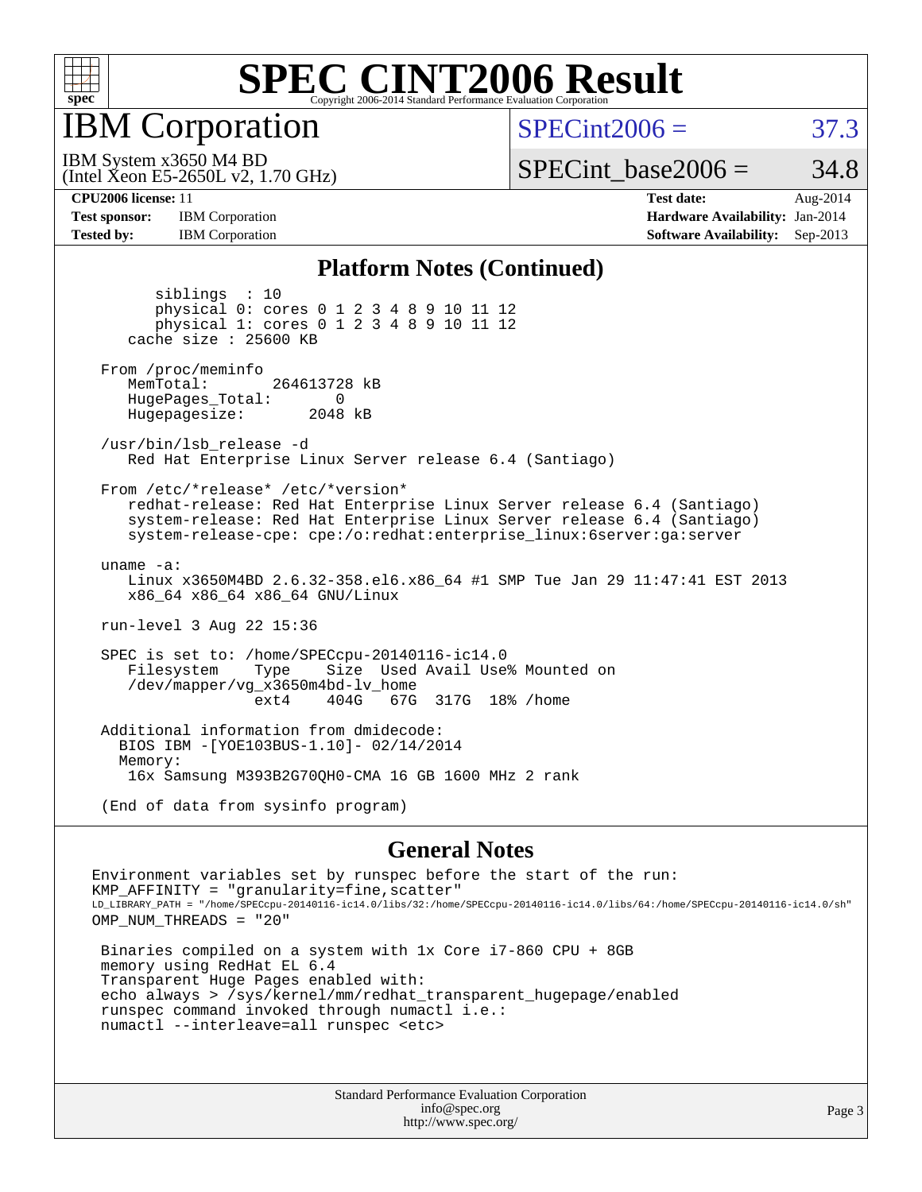# SPEC CINT2006 Result

Copyright 2006-2014 Standard Performance Evaluation Corporation

## IBM Corporation

IBM System x3650 M4 BD
(Intel Xeon E5-2650L v2, 1.70 GHz)

SPECint2006 = 37.3

SPECint_base2006 = 34.8

**CPU2006 license:** 11
**Test sponsor:** IBM Corporation
**Tested by:** IBM Corporation

**Test date:** Aug-2014
**Hardware Availability:** Jan-2014
**Software Availability:** Sep-2013

### Platform Notes (Continued)

```
        siblings  : 10
        physical 0: cores 0 1 2 3 4 8 9 10 11 12
        physical 1: cores 0 1 2 3 4 8 9 10 11 12
     cache size : 25600 KB

  From /proc/meminfo
     MemTotal:       264613728 kB
     HugePages_Total:       0
     Hugepagesize:       2048 kB

  /usr/bin/lsb_release -d
     Red Hat Enterprise Linux Server release 6.4 (Santiago)

  From /etc/*release* /etc/*version*
     redhat-release: Red Hat Enterprise Linux Server release 6.4 (Santiago)
     system-release: Red Hat Enterprise Linux Server release 6.4 (Santiago)
     system-release-cpe: cpe:/o:redhat:enterprise_linux:6server:ga:server

  uname -a:
     Linux x3650M4BD 2.6.32-358.el6.x86_64 #1 SMP Tue Jan 29 11:47:41 EST 2013
     x86_64 x86_64 x86_64 GNU/Linux

  run-level 3 Aug 22 15:36

  SPEC is set to: /home/SPECcpu-20140116-ic14.0
     Filesystem     Type   Size  Used Avail Use% Mounted on
     /dev/mapper/vg_x3650m4bd-lv_home
                    ext4   404G   67G  317G  18% /home

  Additional information from dmidecode:
    BIOS IBM -[YOE103BUS-1.10]- 02/14/2014
    Memory:
     16x Samsung M393B2G70QH0-CMA 16 GB 1600 MHz 2 rank

  (End of data from sysinfo program)
```

### General Notes

```
Environment variables set by runspec before the start of the run:
KMP_AFFINITY = "granularity=fine,scatter"
LD_LIBRARY_PATH = "/home/SPECcpu-20140116-ic14.0/libs/32:/home/SPECcpu-20140116-ic14.0/libs/64:/home/SPECcpu-20140116-ic14.0/sh"
OMP_NUM_THREADS = "20"

 Binaries compiled on a system with 1x Core i7-860 CPU + 8GB
 memory using RedHat EL 6.4
 Transparent Huge Pages enabled with:
 echo always > /sys/kernel/mm/redhat_transparent_hugepage/enabled
 runspec command invoked through numactl i.e.:
 numactl --interleave=all runspec <etc>
```

Standard Performance Evaluation Corporation
info@spec.org
http://www.spec.org/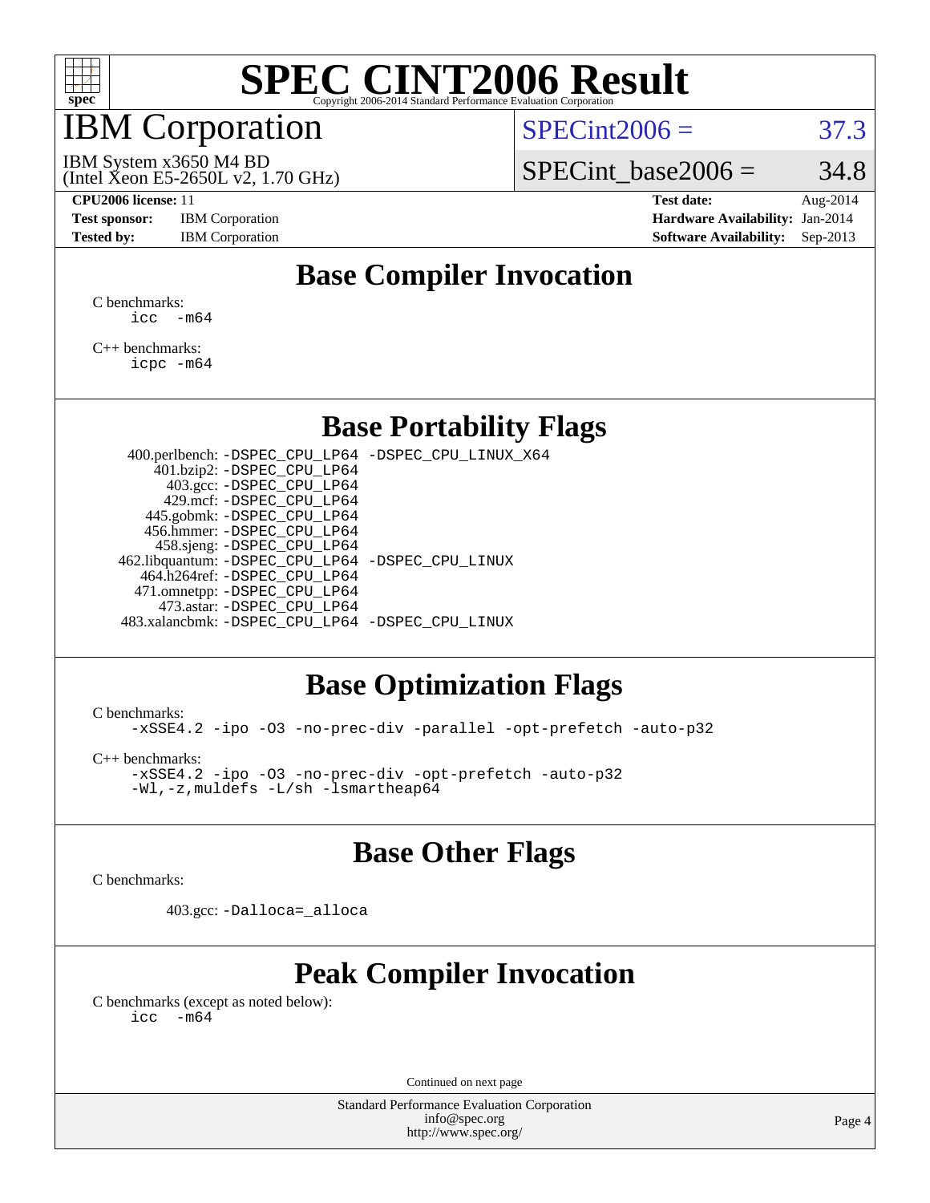# SPEC CINT2006 Result

Copyright 2006-2014 Standard Performance Evaluation Corporation

## IBM Corporation

IBM System x3650 M4 BD
(Intel Xeon E5-2650L v2, 1.70 GHz)

SPECint2006 = 37.3

SPECint_base2006 = 34.8

**CPU2006 license:** 11
**Test sponsor:** IBM Corporation
**Tested by:** IBM Corporation

**Test date:** Aug-2014
**Hardware Availability:** Jan-2014
**Software Availability:** Sep-2013

## Base Compiler Invocation

C benchmarks:
```
icc  -m64
```

C++ benchmarks:
```
icpc -m64
```

## Base Portability Flags

```
400.perlbench: -DSPEC_CPU_LP64 -DSPEC_CPU_LINUX_X64
    401.bzip2: -DSPEC_CPU_LP64
      403.gcc: -DSPEC_CPU_LP64
      429.mcf: -DSPEC_CPU_LP64
    445.gobmk: -DSPEC_CPU_LP64
    456.hmmer: -DSPEC_CPU_LP64
    458.sjeng: -DSPEC_CPU_LP64
462.libquantum: -DSPEC_CPU_LP64 -DSPEC_CPU_LINUX
  464.h264ref: -DSPEC_CPU_LP64
  471.omnetpp: -DSPEC_CPU_LP64
    473.astar: -DSPEC_CPU_LP64
483.xalancbmk: -DSPEC_CPU_LP64 -DSPEC_CPU_LINUX
```

## Base Optimization Flags

C benchmarks:
```
-xSSE4.2 -ipo -O3 -no-prec-div -parallel -opt-prefetch -auto-p32
```

C++ benchmarks:
```
-xSSE4.2 -ipo -O3 -no-prec-div -opt-prefetch -auto-p32
-Wl,-z,muldefs -L/sh -lsmartheap64
```

## Base Other Flags

C benchmarks:

```
403.gcc: -Dalloca=_alloca
```

## Peak Compiler Invocation

C benchmarks (except as noted below):
```
icc  -m64
```

Continued on next page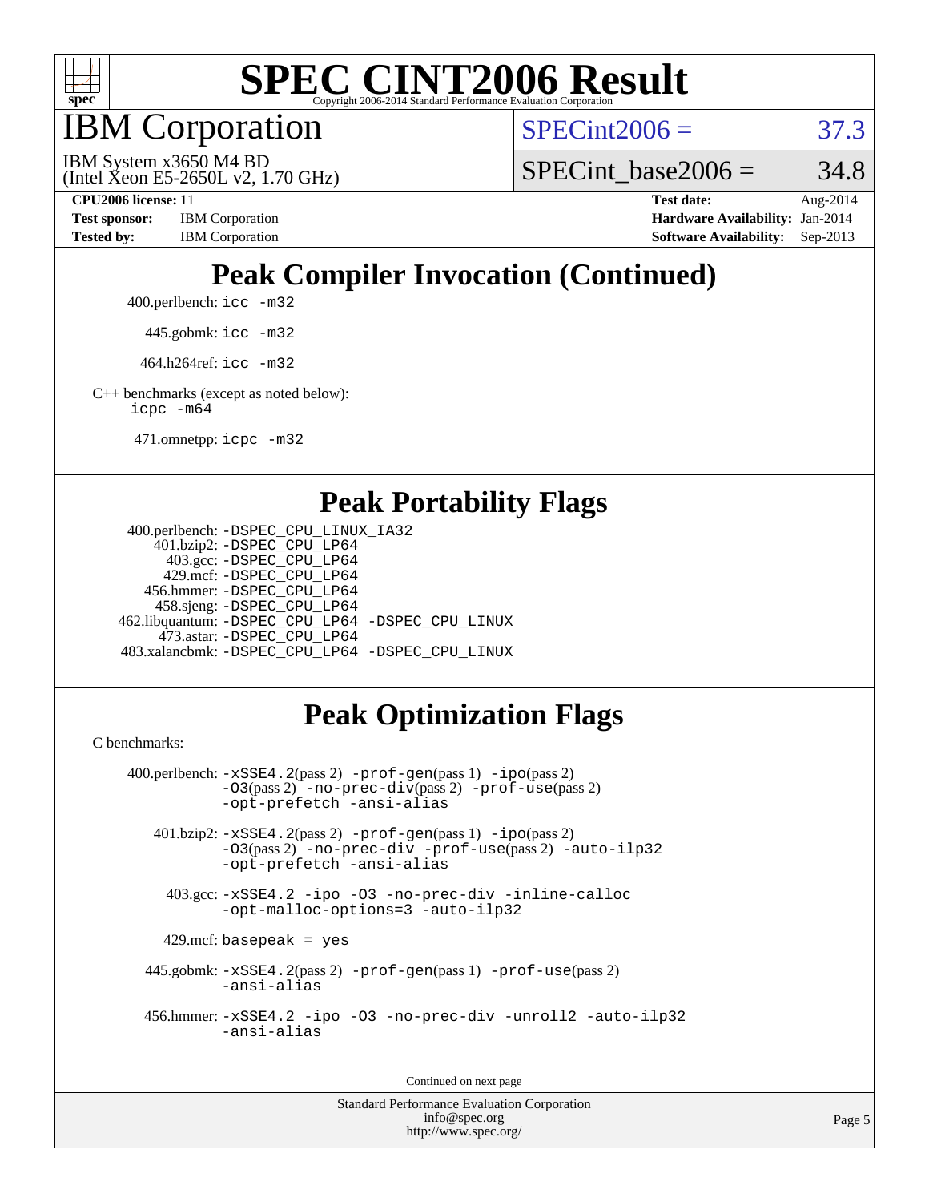# SPEC CINT2006 Result

IBM Corporation

IBM System x3650 M4 BD
(Intel Xeon E5-2650L v2, 1.70 GHz)

SPECint2006 = 37.3

SPECint_base2006 = 34.8

**CPU2006 license:** 11
**Test sponsor:** IBM Corporation
**Tested by:** IBM Corporation

**Test date:** Aug-2014
**Hardware Availability:** Jan-2014
**Software Availability:** Sep-2013

## Peak Compiler Invocation (Continued)

400.perlbench: `icc -m32`

445.gobmk: `icc -m32`

464.h264ref: `icc -m32`

C++ benchmarks (except as noted below):
`icpc -m64`

471.omnetpp: `icpc -m32`

## Peak Portability Flags

400.perlbench: `-DSPEC_CPU_LINUX_IA32`
401.bzip2: `-DSPEC_CPU_LP64`
403.gcc: `-DSPEC_CPU_LP64`
429.mcf: `-DSPEC_CPU_LP64`
456.hmmer: `-DSPEC_CPU_LP64`
458.sjeng: `-DSPEC_CPU_LP64`
462.libquantum: `-DSPEC_CPU_LP64 -DSPEC_CPU_LINUX`
473.astar: `-DSPEC_CPU_LP64`
483.xalancbmk: `-DSPEC_CPU_LP64 -DSPEC_CPU_LINUX`

## Peak Optimization Flags

C benchmarks:

400.perlbench: `-xSSE4.2`(pass 2) `-prof-gen`(pass 1) `-ipo`(pass 2) `-O3`(pass 2) `-no-prec-div`(pass 2) `-prof-use`(pass 2) `-opt-prefetch -ansi-alias`

401.bzip2: `-xSSE4.2`(pass 2) `-prof-gen`(pass 1) `-ipo`(pass 2) `-O3`(pass 2) `-no-prec-div -prof-use`(pass 2) `-auto-ilp32 -opt-prefetch -ansi-alias`

403.gcc: `-xSSE4.2 -ipo -O3 -no-prec-div -inline-calloc -opt-malloc-options=3 -auto-ilp32`

429.mcf: `basepeak = yes`

445.gobmk: `-xSSE4.2`(pass 2) `-prof-gen`(pass 1) `-prof-use`(pass 2) `-ansi-alias`

456.hmmer: `-xSSE4.2 -ipo -O3 -no-prec-div -unroll2 -auto-ilp32 -ansi-alias`

Continued on next page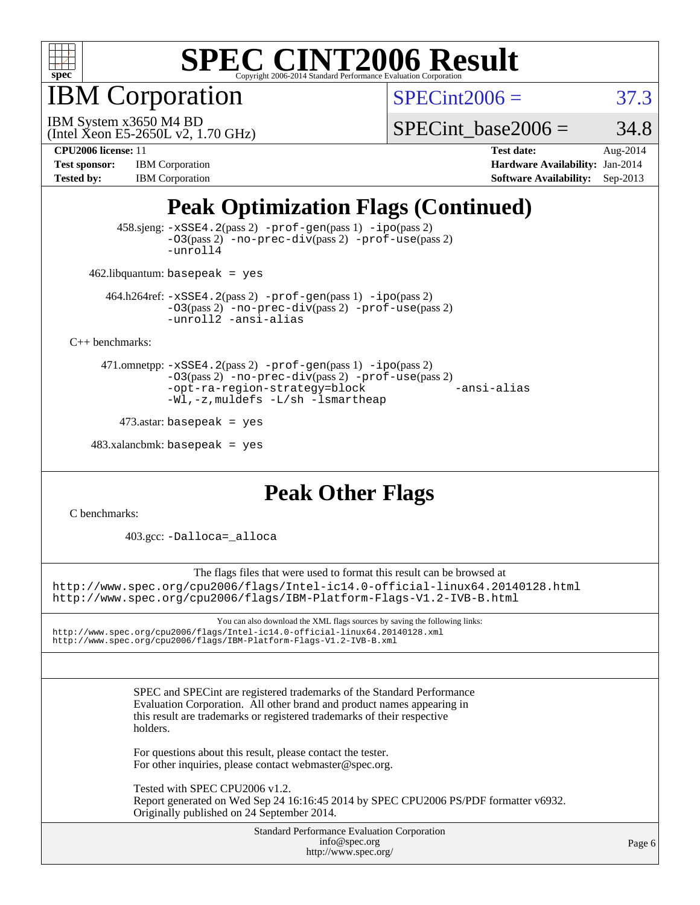# Peak Optimization Flags (Continued)

458.sjeng: -xSSE4.2(pass 2) -prof-gen(pass 1) -ipo(pass 2) -O3(pass 2) -no-prec-div(pass 2) -prof-use(pass 2) -unroll4

462.libquantum: basepeak = yes

464.h264ref: -xSSE4.2(pass 2) -prof-gen(pass 1) -ipo(pass 2) -O3(pass 2) -no-prec-div(pass 2) -prof-use(pass 2) -unroll2 -ansi-alias

C++ benchmarks:

471.omnetpp: -xSSE4.2(pass 2) -prof-gen(pass 1) -ipo(pass 2) -O3(pass 2) -no-prec-div(pass 2) -prof-use(pass 2) -opt-ra-region-strategy=block -ansi-alias -Wl,-z,muldefs -L/sh -lsmartheap

473.astar: basepeak = yes

483.xalancbmk: basepeak = yes

# Peak Other Flags

C benchmarks:

403.gcc: -Dalloca=_alloca

The flags files that were used to format this result can be browsed at
http://www.spec.org/cpu2006/flags/Intel-ic14.0-official-linux64.20140128.html
http://www.spec.org/cpu2006/flags/IBM-Platform-Flags-V1.2-IVB-B.html

You can also download the XML flags sources by saving the following links:
http://www.spec.org/cpu2006/flags/Intel-ic14.0-official-linux64.20140128.xml
http://www.spec.org/cpu2006/flags/IBM-Platform-Flags-V1.2-IVB-B.xml

SPEC and SPECint are registered trademarks of the Standard Performance Evaluation Corporation. All other brand and product names appearing in this result are trademarks or registered trademarks of their respective holders.

For questions about this result, please contact the tester.
For other inquiries, please contact webmaster@spec.org.

Tested with SPEC CPU2006 v1.2.
Report generated on Wed Sep 24 16:16:45 2014 by SPEC CPU2006 PS/PDF formatter v6932.
Originally published on 24 September 2014.